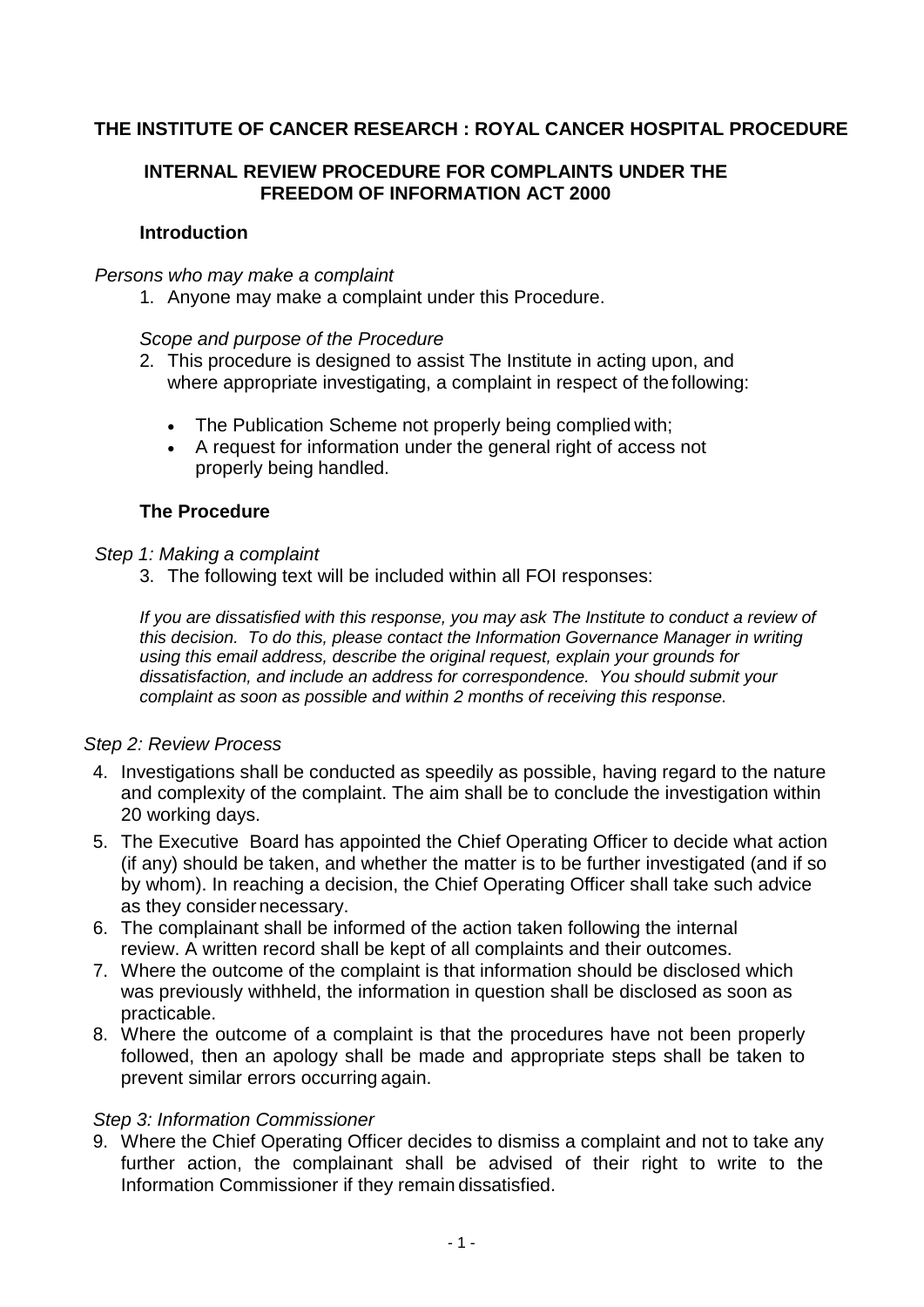# THE INSTITUTE OF CANCER RESEARCH : ROYAL CANCER HOSPITAL PROCEDURE

## INTERNAL REVIEW PROCEDURE FOR COMPLAINTS UNDER THE FREEDOM OF INFORMATION ACT 2000

### Introduction

*Persons who may make a complaint*

1. Anyone may make a complaint under this Procedure.

*Scope and purpose of the Procedure*

2. This procedure is designed to assist The Institute in acting upon, and where appropriate investigating, a complaint in respect of the following:

   - The Publication Scheme not properly being complied with;
   - A request for information under the general right of access not properly being handled.

### The Procedure

*Step 1: Making a complaint*

3. The following text will be included within all FOI responses:

   *If you are dissatisfied with this response, you may ask The Institute to conduct a review of this decision. To do this, please contact the Information Governance Manager in writing using this email address, describe the original request, explain your grounds for dissatisfaction, and include an address for correspondence. You should submit your complaint as soon as possible and within 2 months of receiving this response.*

*Step 2: Review Process*

4. Investigations shall be conducted as speedily as possible, having regard to the nature and complexity of the complaint. The aim shall be to conclude the investigation within 20 working days.
5. The Executive Board has appointed the Chief Operating Officer to decide what action (if any) should be taken, and whether the matter is to be further investigated (and if so by whom). In reaching a decision, the Chief Operating Officer shall take such advice as they consider necessary.
6. The complainant shall be informed of the action taken following the internal review. A written record shall be kept of all complaints and their outcomes.
7. Where the outcome of the complaint is that information should be disclosed which was previously withheld, the information in question shall be disclosed as soon as practicable.
8. Where the outcome of a complaint is that the procedures have not been properly followed, then an apology shall be made and appropriate steps shall be taken to prevent similar errors occurring again.

*Step 3: Information Commissioner*

9. Where the Chief Operating Officer decides to dismiss a complaint and not to take any further action, the complainant shall be advised of their right to write to the Information Commissioner if they remain dissatisfied.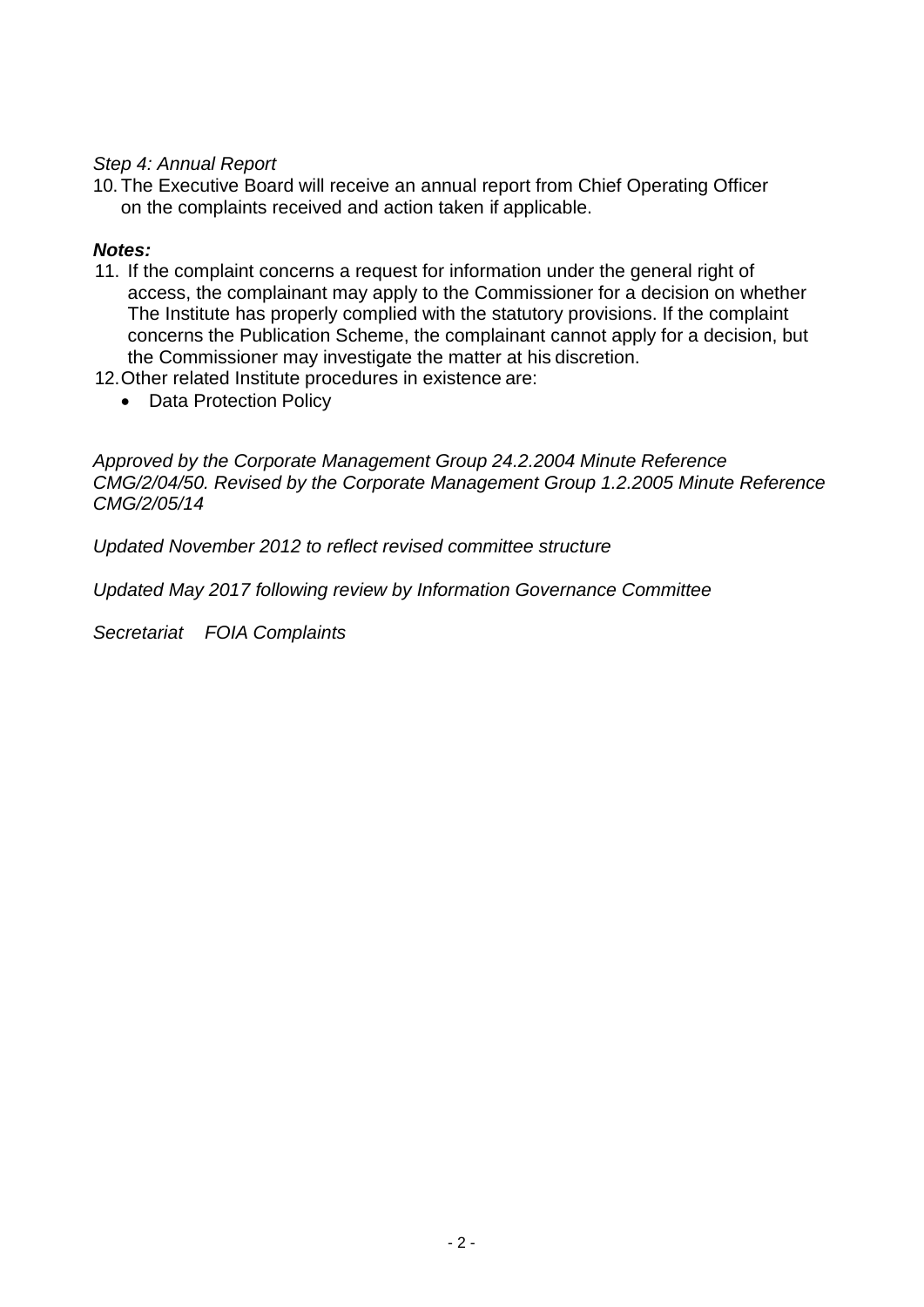*Step 4: Annual Report*

10. The Executive Board will receive an annual report from Chief Operating Officer on the complaints received and action taken if applicable.

***Notes:***

11. If the complaint concerns a request for information under the general right of access, the complainant may apply to the Commissioner for a decision on whether The Institute has properly complied with the statutory provisions. If the complaint concerns the Publication Scheme, the complainant cannot apply for a decision, but the Commissioner may investigate the matter at his discretion.
12. Other related Institute procedures in existence are:
    - Data Protection Policy

*Approved by the Corporate Management Group 24.2.2004 Minute Reference CMG/2/04/50. Revised by the Corporate Management Group 1.2.2005 Minute Reference CMG/2/05/14*

*Updated November 2012 to reflect revised committee structure*

*Updated May 2017 following review by Information Governance Committee*

*Secretariat FOIA Complaints*